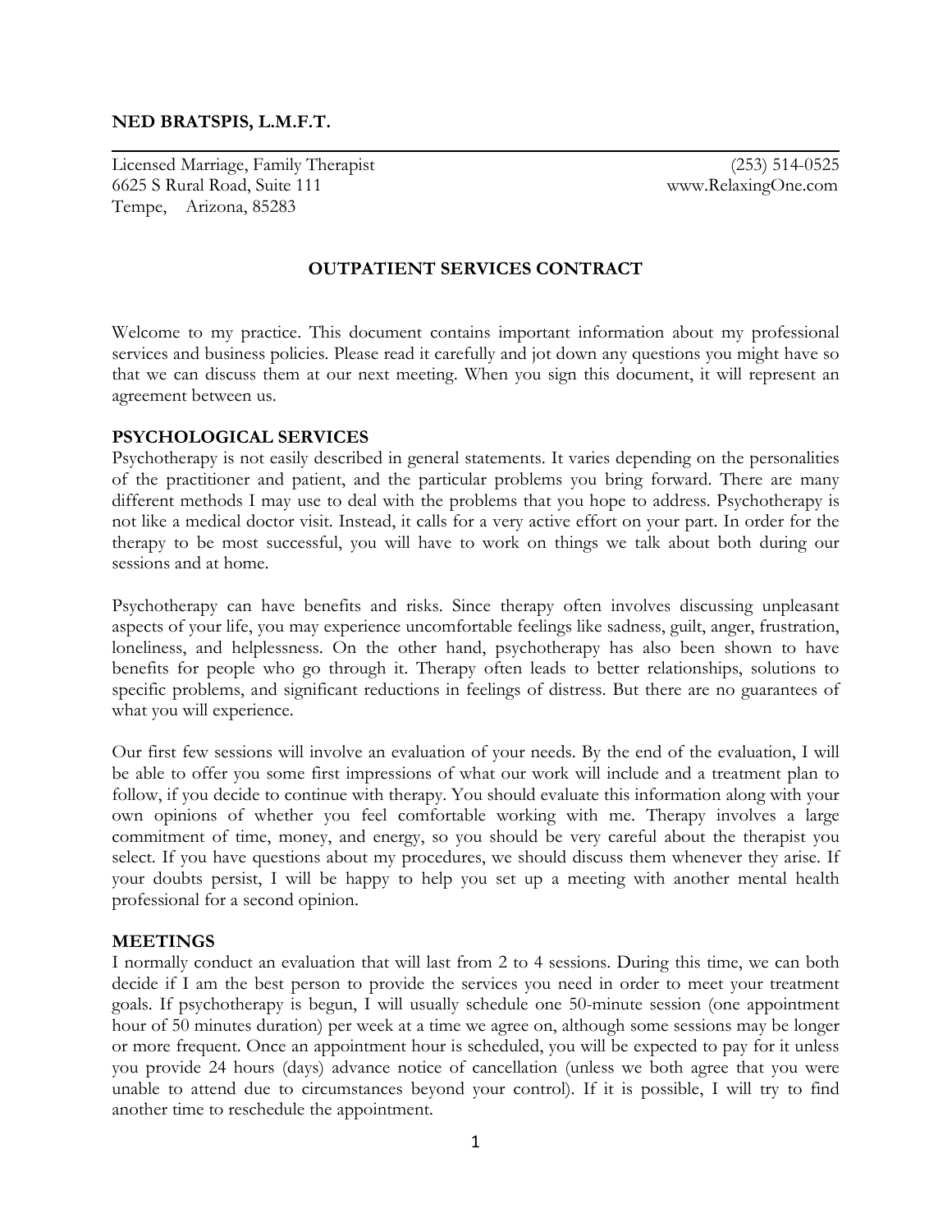**NED BRATSPIS, L.M.F.T.**

Licensed Marriage, Family Therapist (253) 514-0525
6625 S Rural Road, Suite 111 www.RelaxingOne.com
Tempe, Arizona, 85283

## OUTPATIENT SERVICES CONTRACT

Welcome to my practice. This document contains important information about my professional services and business policies. Please read it carefully and jot down any questions you might have so that we can discuss them at our next meeting. When you sign this document, it will represent an agreement between us.

### PSYCHOLOGICAL SERVICES

Psychotherapy is not easily described in general statements. It varies depending on the personalities of the practitioner and patient, and the particular problems you bring forward. There are many different methods I may use to deal with the problems that you hope to address. Psychotherapy is not like a medical doctor visit. Instead, it calls for a very active effort on your part. In order for the therapy to be most successful, you will have to work on things we talk about both during our sessions and at home.

Psychotherapy can have benefits and risks. Since therapy often involves discussing unpleasant aspects of your life, you may experience uncomfortable feelings like sadness, guilt, anger, frustration, loneliness, and helplessness. On the other hand, psychotherapy has also been shown to have benefits for people who go through it. Therapy often leads to better relationships, solutions to specific problems, and significant reductions in feelings of distress. But there are no guarantees of what you will experience.

Our first few sessions will involve an evaluation of your needs. By the end of the evaluation, I will be able to offer you some first impressions of what our work will include and a treatment plan to follow, if you decide to continue with therapy. You should evaluate this information along with your own opinions of whether you feel comfortable working with me. Therapy involves a large commitment of time, money, and energy, so you should be very careful about the therapist you select. If you have questions about my procedures, we should discuss them whenever they arise. If your doubts persist, I will be happy to help you set up a meeting with another mental health professional for a second opinion.

### MEETINGS

I normally conduct an evaluation that will last from 2 to 4 sessions. During this time, we can both decide if I am the best person to provide the services you need in order to meet your treatment goals. If psychotherapy is begun, I will usually schedule one 50-minute session (one appointment hour of 50 minutes duration) per week at a time we agree on, although some sessions may be longer or more frequent. Once an appointment hour is scheduled, you will be expected to pay for it unless you provide 24 hours (days) advance notice of cancellation (unless we both agree that you were unable to attend due to circumstances beyond your control). If it is possible, I will try to find another time to reschedule the appointment.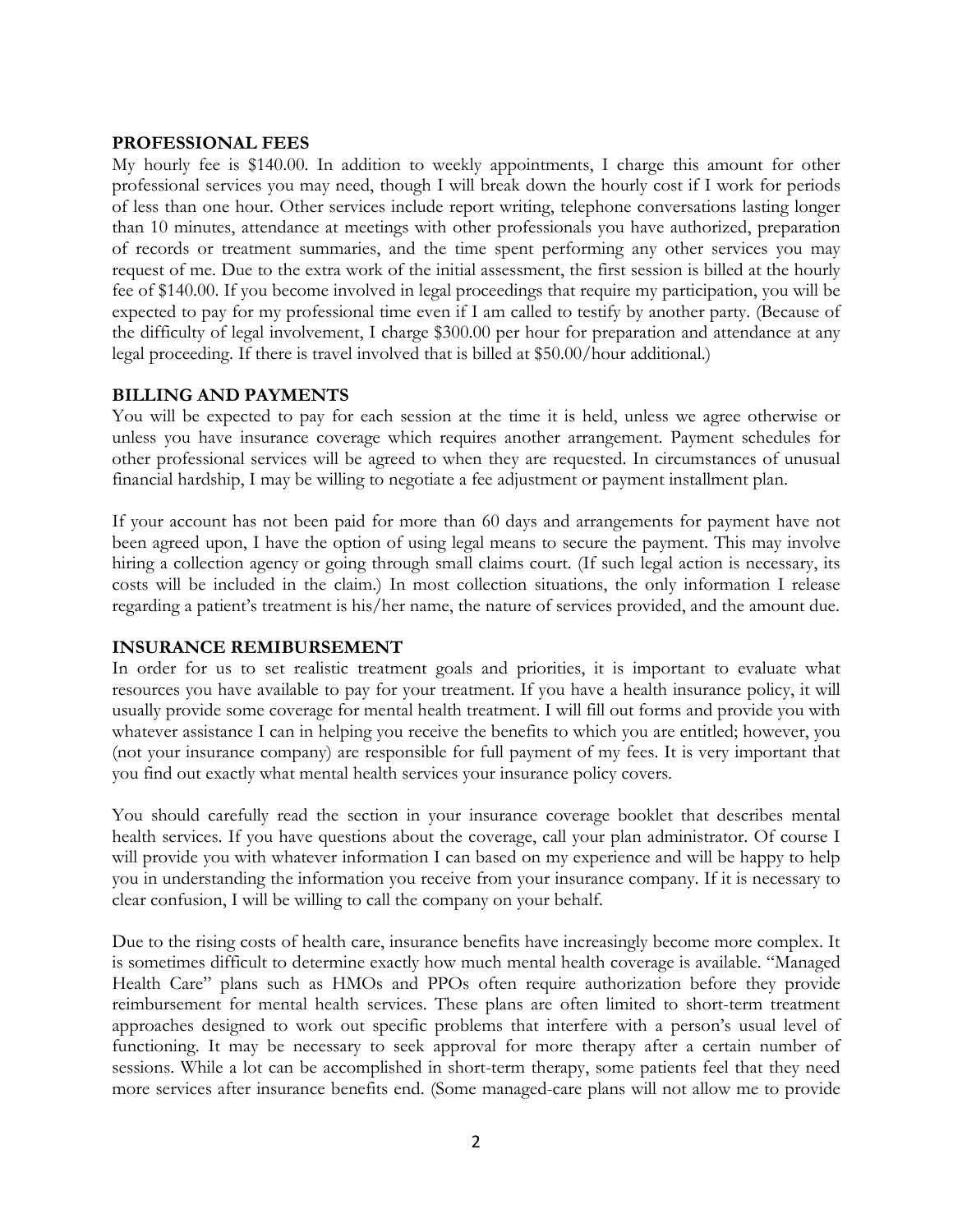## PROFESSIONAL FEES

My hourly fee is $140.00. In addition to weekly appointments, I charge this amount for other professional services you may need, though I will break down the hourly cost if I work for periods of less than one hour. Other services include report writing, telephone conversations lasting longer than 10 minutes, attendance at meetings with other professionals you have authorized, preparation of records or treatment summaries, and the time spent performing any other services you may request of me. Due to the extra work of the initial assessment, the first session is billed at the hourly fee of $140.00. If you become involved in legal proceedings that require my participation, you will be expected to pay for my professional time even if I am called to testify by another party. (Because of the difficulty of legal involvement, I charge $300.00 per hour for preparation and attendance at any legal proceeding. If there is travel involved that is billed at $50.00/hour additional.)

## BILLING AND PAYMENTS

You will be expected to pay for each session at the time it is held, unless we agree otherwise or unless you have insurance coverage which requires another arrangement. Payment schedules for other professional services will be agreed to when they are requested. In circumstances of unusual financial hardship, I may be willing to negotiate a fee adjustment or payment installment plan.

If your account has not been paid for more than 60 days and arrangements for payment have not been agreed upon, I have the option of using legal means to secure the payment. This may involve hiring a collection agency or going through small claims court. (If such legal action is necessary, its costs will be included in the claim.) In most collection situations, the only information I release regarding a patient's treatment is his/her name, the nature of services provided, and the amount due.

## INSURANCE REMIBURSEMENT

In order for us to set realistic treatment goals and priorities, it is important to evaluate what resources you have available to pay for your treatment. If you have a health insurance policy, it will usually provide some coverage for mental health treatment. I will fill out forms and provide you with whatever assistance I can in helping you receive the benefits to which you are entitled; however, you (not your insurance company) are responsible for full payment of my fees. It is very important that you find out exactly what mental health services your insurance policy covers.

You should carefully read the section in your insurance coverage booklet that describes mental health services. If you have questions about the coverage, call your plan administrator. Of course I will provide you with whatever information I can based on my experience and will be happy to help you in understanding the information you receive from your insurance company. If it is necessary to clear confusion, I will be willing to call the company on your behalf.

Due to the rising costs of health care, insurance benefits have increasingly become more complex. It is sometimes difficult to determine exactly how much mental health coverage is available. "Managed Health Care" plans such as HMOs and PPOs often require authorization before they provide reimbursement for mental health services. These plans are often limited to short-term treatment approaches designed to work out specific problems that interfere with a person's usual level of functioning. It may be necessary to seek approval for more therapy after a certain number of sessions. While a lot can be accomplished in short-term therapy, some patients feel that they need more services after insurance benefits end. (Some managed-care plans will not allow me to provide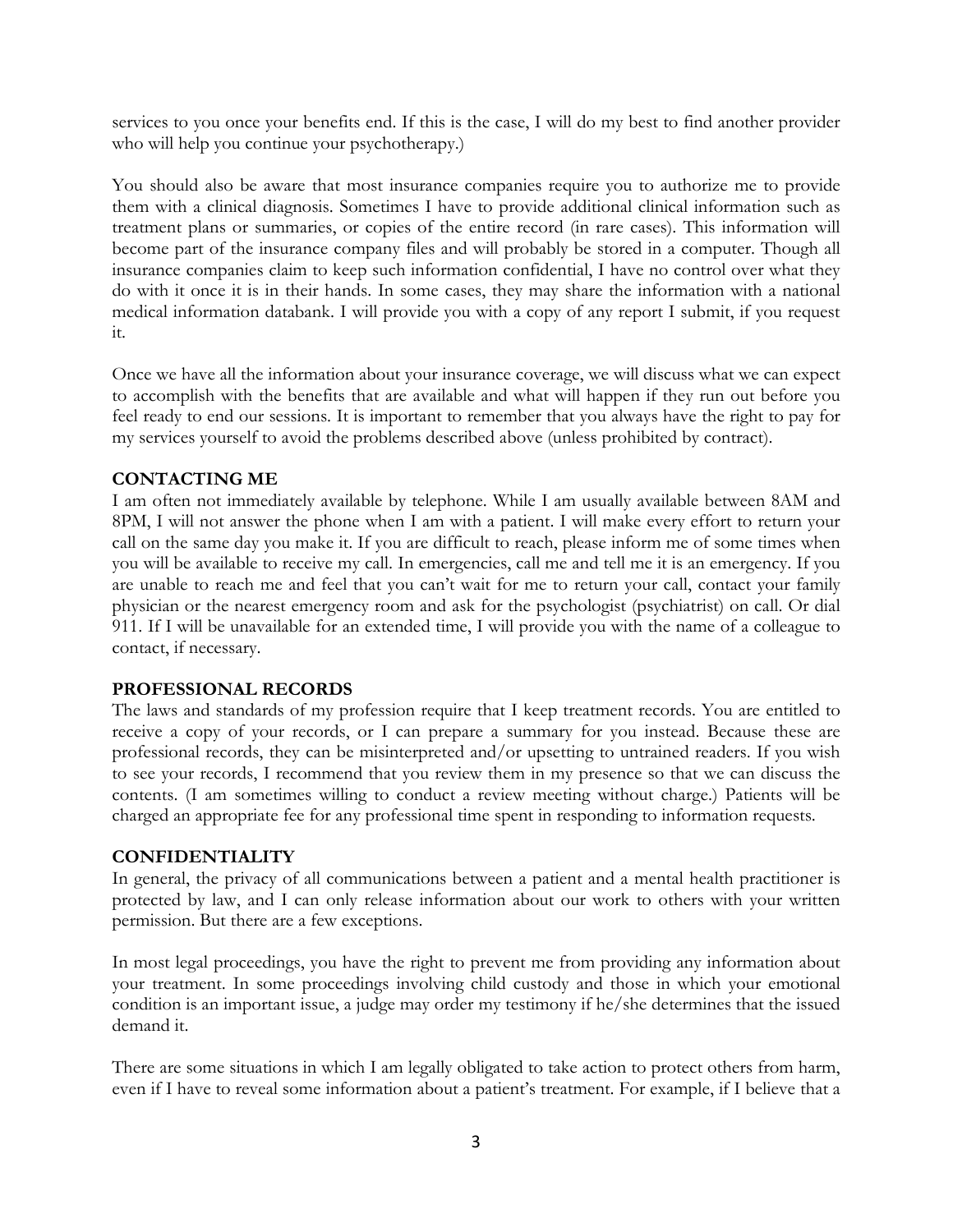services to you once your benefits end. If this is the case, I will do my best to find another provider who will help you continue your psychotherapy.)

You should also be aware that most insurance companies require you to authorize me to provide them with a clinical diagnosis. Sometimes I have to provide additional clinical information such as treatment plans or summaries, or copies of the entire record (in rare cases). This information will become part of the insurance company files and will probably be stored in a computer. Though all insurance companies claim to keep such information confidential, I have no control over what they do with it once it is in their hands. In some cases, they may share the information with a national medical information databank. I will provide you with a copy of any report I submit, if you request it.

Once we have all the information about your insurance coverage, we will discuss what we can expect to accomplish with the benefits that are available and what will happen if they run out before you feel ready to end our sessions. It is important to remember that you always have the right to pay for my services yourself to avoid the problems described above (unless prohibited by contract).

## CONTACTING ME

I am often not immediately available by telephone. While I am usually available between 8AM and 8PM, I will not answer the phone when I am with a patient. I will make every effort to return your call on the same day you make it. If you are difficult to reach, please inform me of some times when you will be available to receive my call. In emergencies, call me and tell me it is an emergency. If you are unable to reach me and feel that you can't wait for me to return your call, contact your family physician or the nearest emergency room and ask for the psychologist (psychiatrist) on call. Or dial 911. If I will be unavailable for an extended time, I will provide you with the name of a colleague to contact, if necessary.

## PROFESSIONAL RECORDS

The laws and standards of my profession require that I keep treatment records. You are entitled to receive a copy of your records, or I can prepare a summary for you instead. Because these are professional records, they can be misinterpreted and/or upsetting to untrained readers. If you wish to see your records, I recommend that you review them in my presence so that we can discuss the contents. (I am sometimes willing to conduct a review meeting without charge.) Patients will be charged an appropriate fee for any professional time spent in responding to information requests.

## CONFIDENTIALITY

In general, the privacy of all communications between a patient and a mental health practitioner is protected by law, and I can only release information about our work to others with your written permission. But there are a few exceptions.

In most legal proceedings, you have the right to prevent me from providing any information about your treatment. In some proceedings involving child custody and those in which your emotional condition is an important issue, a judge may order my testimony if he/she determines that the issued demand it.

There are some situations in which I am legally obligated to take action to protect others from harm, even if I have to reveal some information about a patient's treatment. For example, if I believe that a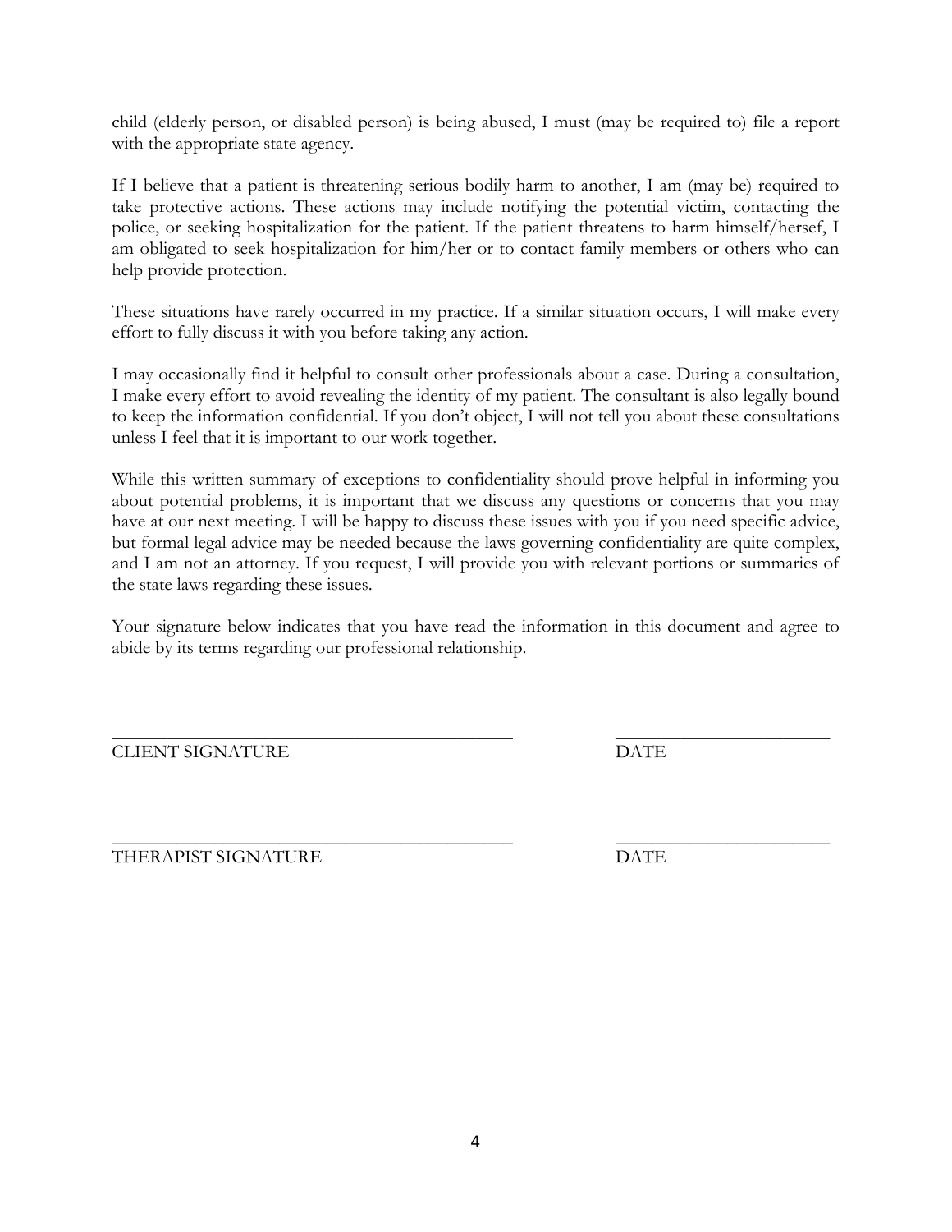child (elderly person, or disabled person) is being abused, I must (may be required to) file a report with the appropriate state agency.

If I believe that a patient is threatening serious bodily harm to another, I am (may be) required to take protective actions. These actions may include notifying the potential victim, contacting the police, or seeking hospitalization for the patient. If the patient threatens to harm himself/hersef, I am obligated to seek hospitalization for him/her or to contact family members or others who can help provide protection.

These situations have rarely occurred in my practice. If a similar situation occurs, I will make every effort to fully discuss it with you before taking any action.

I may occasionally find it helpful to consult other professionals about a case. During a consultation, I make every effort to avoid revealing the identity of my patient. The consultant is also legally bound to keep the information confidential. If you don't object, I will not tell you about these consultations unless I feel that it is important to our work together.

While this written summary of exceptions to confidentiality should prove helpful in informing you about potential problems, it is important that we discuss any questions or concerns that you may have at our next meeting. I will be happy to discuss these issues with you if you need specific advice, but formal legal advice may be needed because the laws governing confidentiality are quite complex, and I am not an attorney. If you request, I will provide you with relevant portions or summaries of the state laws regarding these issues.

Your signature below indicates that you have read the information in this document and agree to abide by its terms regarding our professional relationship.

\_\_\_\_\_\_\_\_\_\_\_\_\_\_\_\_\_\_\_\_\_\_\_\_\_\_\_\_\_\_\_\_\_\_\_\_\_\_\_\_\_\_\_ \_\_\_\_\_\_\_\_\_\_\_\_\_\_\_\_\_\_\_\_\_\_\_

CLIENT SIGNATURE DATE

\_\_\_\_\_\_\_\_\_\_\_\_\_\_\_\_\_\_\_\_\_\_\_\_\_\_\_\_\_\_\_\_\_\_\_\_\_\_\_\_\_\_\_ \_\_\_\_\_\_\_\_\_\_\_\_\_\_\_\_\_\_\_\_\_\_\_

THERAPIST SIGNATURE DATE